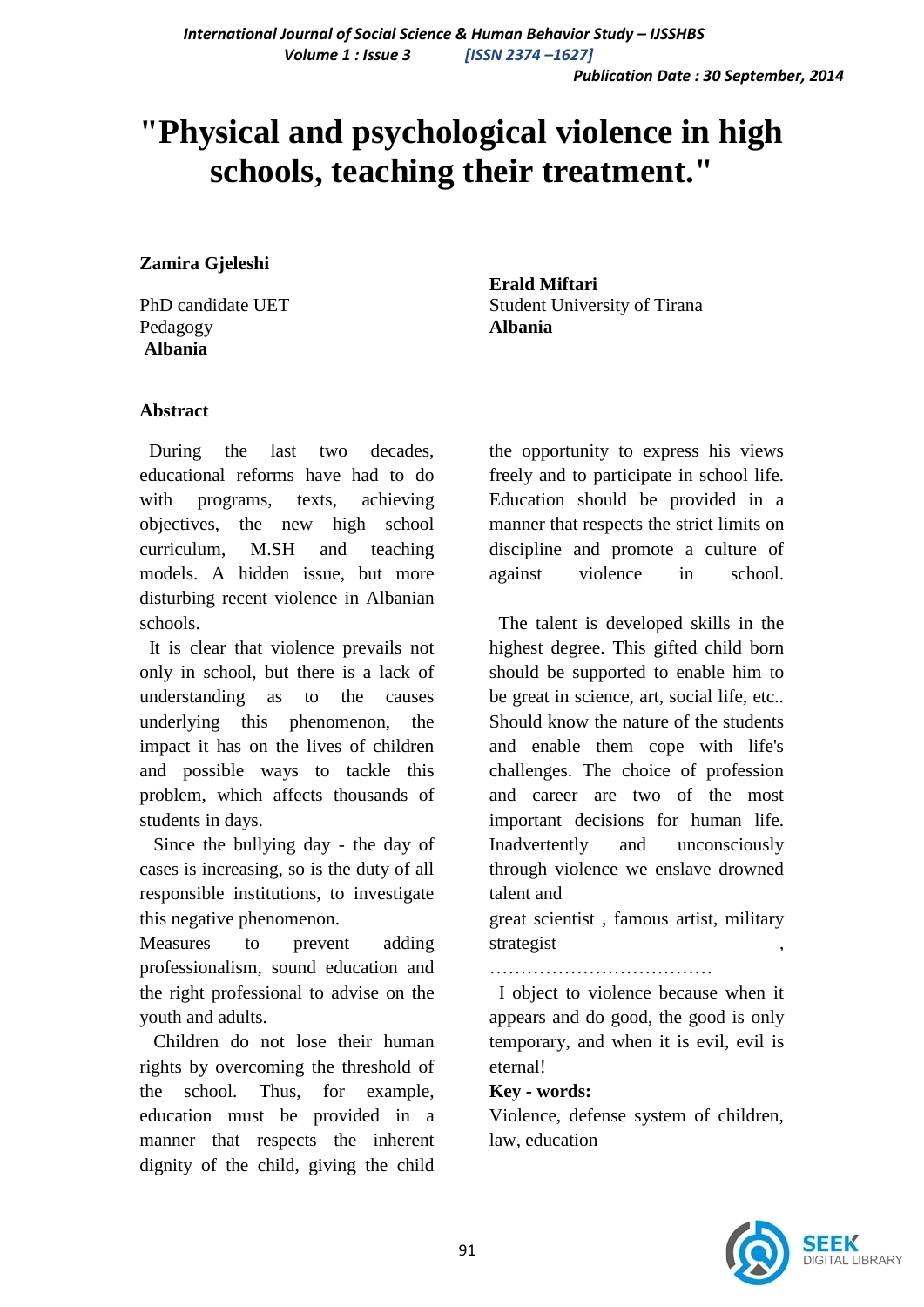# "Physical and psychological violence in high schools, teaching their treatment."

**Zamira Gjeleshi**

PhD candidate UET
Pedagogy
**Albania**

**Erald Miftari**

Student University of Tirana
**Albania**

## Abstract

During the last two decades, educational reforms have had to do with programs, texts, achieving objectives, the new high school curriculum, M.SH and teaching models. A hidden issue, but more disturbing recent violence in Albanian schools.

It is clear that violence prevails not only in school, but there is a lack of understanding as to the causes underlying this phenomenon, the impact it has on the lives of children and possible ways to tackle this problem, which affects thousands of students in days.

Since the bullying day - the day of cases is increasing, so is the duty of all responsible institutions, to investigate this negative phenomenon.

Measures to prevent adding professionalism, sound education and the right professional to advise on the youth and adults.

Children do not lose their human rights by overcoming the threshold of the school. Thus, for example, education must be provided in a manner that respects the inherent dignity of the child, giving the child the opportunity to express his views freely and to participate in school life. Education should be provided in a manner that respects the strict limits on discipline and promote a culture of against violence in school.

The talent is developed skills in the highest degree. This gifted child born should be supported to enable him to be great in science, art, social life, etc.. Should know the nature of the students and enable them cope with life's challenges. The choice of profession and career are two of the most important decisions for human life. Inadvertently and unconsciously through violence we enslave drowned talent and

great scientist , famous artist, military strategist ,
………………………………

I object to violence because when it appears and do good, the good is only temporary, and when it is evil, evil is eternal!

**Key - words:**
Violence, defense system of children, law, education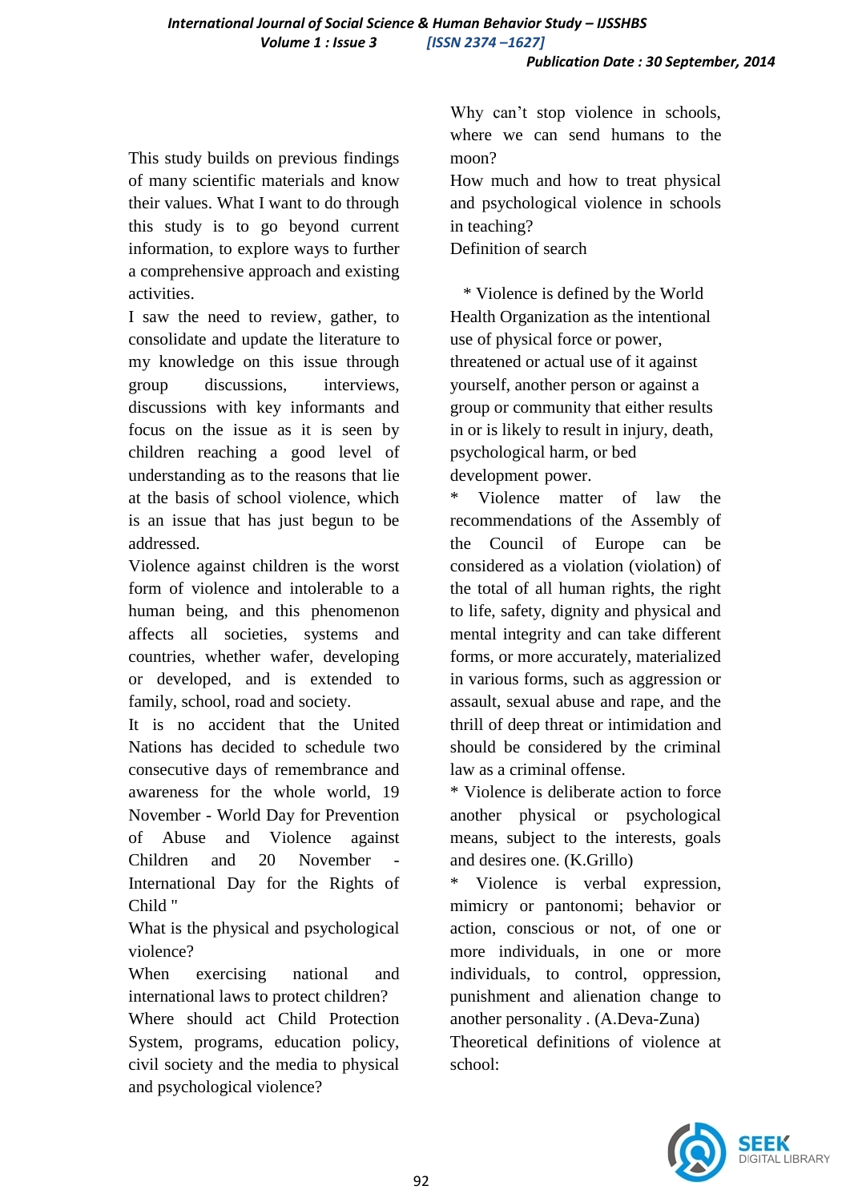This study builds on previous findings of many scientific materials and know their values. What I want to do through this study is to go beyond current information, to explore ways to further a comprehensive approach and existing activities.

I saw the need to review, gather, to consolidate and update the literature to my knowledge on this issue through group discussions, interviews, discussions with key informants and focus on the issue as it is seen by children reaching a good level of understanding as to the reasons that lie at the basis of school violence, which is an issue that has just begun to be addressed.

Violence against children is the worst form of violence and intolerable to a human being, and this phenomenon affects all societies, systems and countries, whether wafer, developing or developed, and is extended to family, school, road and society.

It is no accident that the United Nations has decided to schedule two consecutive days of remembrance and awareness for the whole world, 19 November - World Day for Prevention of Abuse and Violence against Children and 20 November - International Day for the Rights of Child "

What is the physical and psychological violence?

When exercising national and international laws to protect children?

Where should act Child Protection System, programs, education policy, civil society and the media to physical and psychological violence?

Why can't stop violence in schools, where we can send humans to the moon?

How much and how to treat physical and psychological violence in schools in teaching?

Definition of search

* Violence is defined by the World Health Organization as the intentional use of physical force or power, threatened or actual use of it against yourself, another person or against a group or community that either results in or is likely to result in injury, death, psychological harm, or bed development power.

* Violence matter of law the recommendations of the Assembly of the Council of Europe can be considered as a violation (violation) of the total of all human rights, the right to life, safety, dignity and physical and mental integrity and can take different forms, or more accurately, materialized in various forms, such as aggression or assault, sexual abuse and rape, and the thrill of deep threat or intimidation and should be considered by the criminal law as a criminal offense.

* Violence is deliberate action to force another physical or psychological means, subject to the interests, goals and desires one. (K.Grillo)

* Violence is verbal expression, mimicry or pantonomi; behavior or action, conscious or not, of one or more individuals, in one or more individuals, to control, oppression, punishment and alienation change to another personality . (A.Deva-Zuna)

Theoretical definitions of violence at school: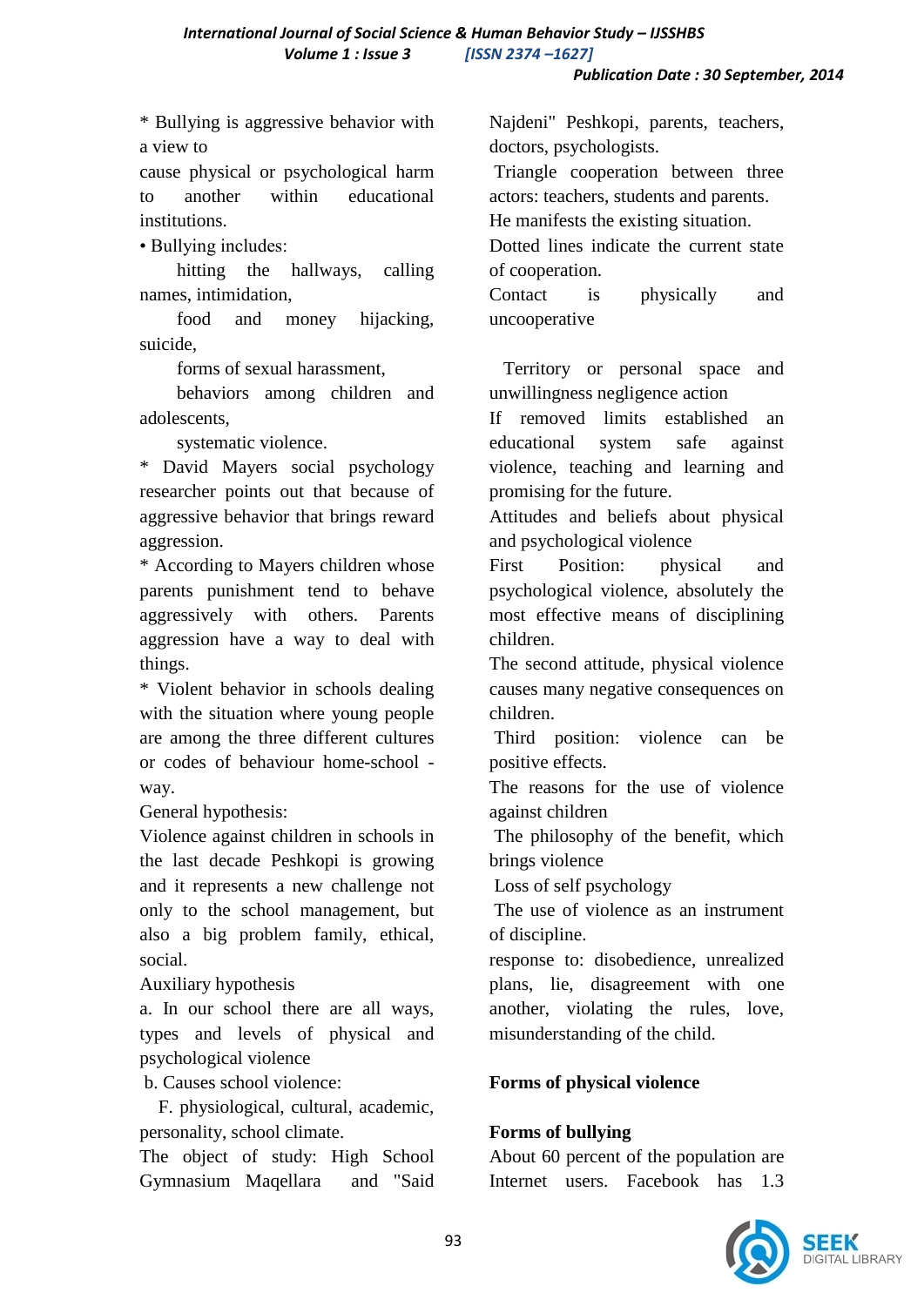* Bullying is aggressive behavior with a view to
cause physical or psychological harm to another within educational institutions.

• Bullying includes:
hitting the hallways, calling names, intimidation,
food and money hijacking, suicide,
forms of sexual harassment,
behaviors among children and adolescents,
systematic violence.

* David Mayers social psychology researcher points out that because of aggressive behavior that brings reward aggression.

* According to Mayers children whose parents punishment tend to behave aggressively with others. Parents aggression have a way to deal with things.

* Violent behavior in schools dealing with the situation where young people are among the three different cultures or codes of behaviour home-school - way.

General hypothesis:

Violence against children in schools in the last decade Peshkopi is growing and it represents a new challenge not only to the school management, but also a big problem family, ethical, social.

Auxiliary hypothesis

a. In our school there are all ways, types and levels of physical and psychological violence

b. Causes school violence:

F. physiological, cultural, academic, personality, school climate.

The object of study: High School Gymnasium Maqellara and "Said Najdeni" Peshkopi, parents, teachers, doctors, psychologists.

Triangle cooperation between three actors: teachers, students and parents.

He manifests the existing situation.

Dotted lines indicate the current state of cooperation.

Contact is physically and uncooperative

Territory or personal space and unwillingness negligence action

If removed limits established an educational system safe against violence, teaching and learning and promising for the future.

Attitudes and beliefs about physical and psychological violence

First Position: physical and psychological violence, absolutely the most effective means of disciplining children.

The second attitude, physical violence causes many negative consequences on children.

Third position: violence can be positive effects.

The reasons for the use of violence against children

The philosophy of the benefit, which brings violence

Loss of self psychology

The use of violence as an instrument of discipline.

response to: disobedience, unrealized plans, lie, disagreement with one another, violating the rules, love, misunderstanding of the child.

**Forms of physical violence**

**Forms of bullying**

About 60 percent of the population are Internet users. Facebook has 1.3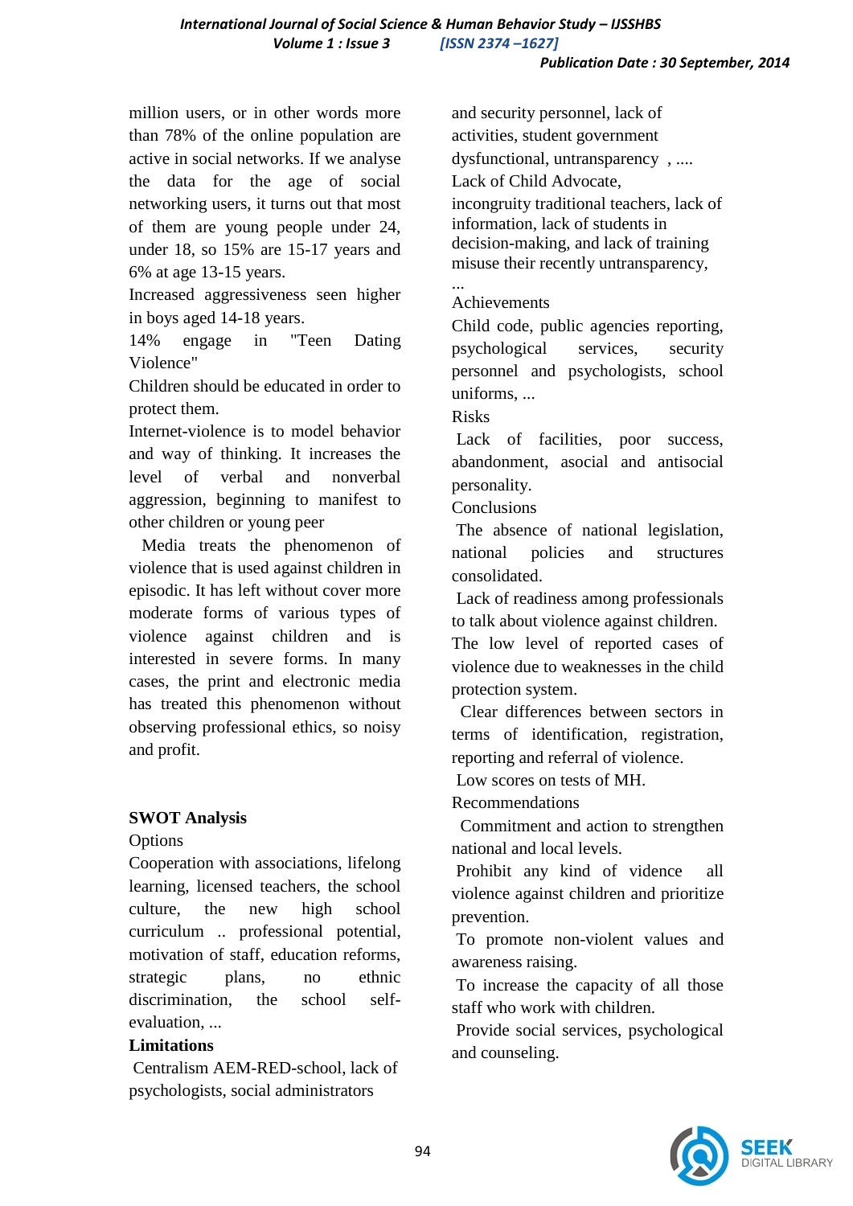million users, or in other words more than 78% of the online population are active in social networks. If we analyse the data for the age of social networking users, it turns out that most of them are young people under 24, under 18, so 15% are 15-17 years and 6% at age 13-15 years.

Increased aggressiveness seen higher in boys aged 14-18 years.

14% engage in "Teen Dating Violence"

Children should be educated in order to protect them.

Internet-violence is to model behavior and way of thinking. It increases the level of verbal and nonverbal aggression, beginning to manifest to other children or young peer

Media treats the phenomenon of violence that is used against children in episodic. It has left without cover more moderate forms of various types of violence against children and is interested in severe forms. In many cases, the print and electronic media has treated this phenomenon without observing professional ethics, so noisy and profit.

**SWOT Analysis**

Options

Cooperation with associations, lifelong learning, licensed teachers, the school culture, the new high school curriculum .. professional potential, motivation of staff, education reforms, strategic plans, no ethnic discrimination, the school self-evaluation, ...

**Limitations**

Centralism AEM-RED-school, lack of psychologists, social administrators and security personnel, lack of activities, student government dysfunctional, untransparency , ....

Lack of Child Advocate,

incongruity traditional teachers, lack of information, lack of students in decision-making, and lack of training misuse their recently untransparency, ...

Achievements

Child code, public agencies reporting, psychological services, security personnel and psychologists, school uniforms, ...

Risks

Lack of facilities, poor success, abandonment, asocial and antisocial personality.

Conclusions

The absence of national legislation, national policies and structures consolidated.

Lack of readiness among professionals to talk about violence against children.

The low level of reported cases of violence due to weaknesses in the child protection system.

Clear differences between sectors in terms of identification, registration, reporting and referral of violence.

Low scores on tests of MH.

Recommendations

Commitment and action to strengthen national and local levels.

Prohibit any kind of vidence all violence against children and prioritize prevention.

To promote non-violent values and awareness raising.

To increase the capacity of all those staff who work with children.

Provide social services, psychological and counseling.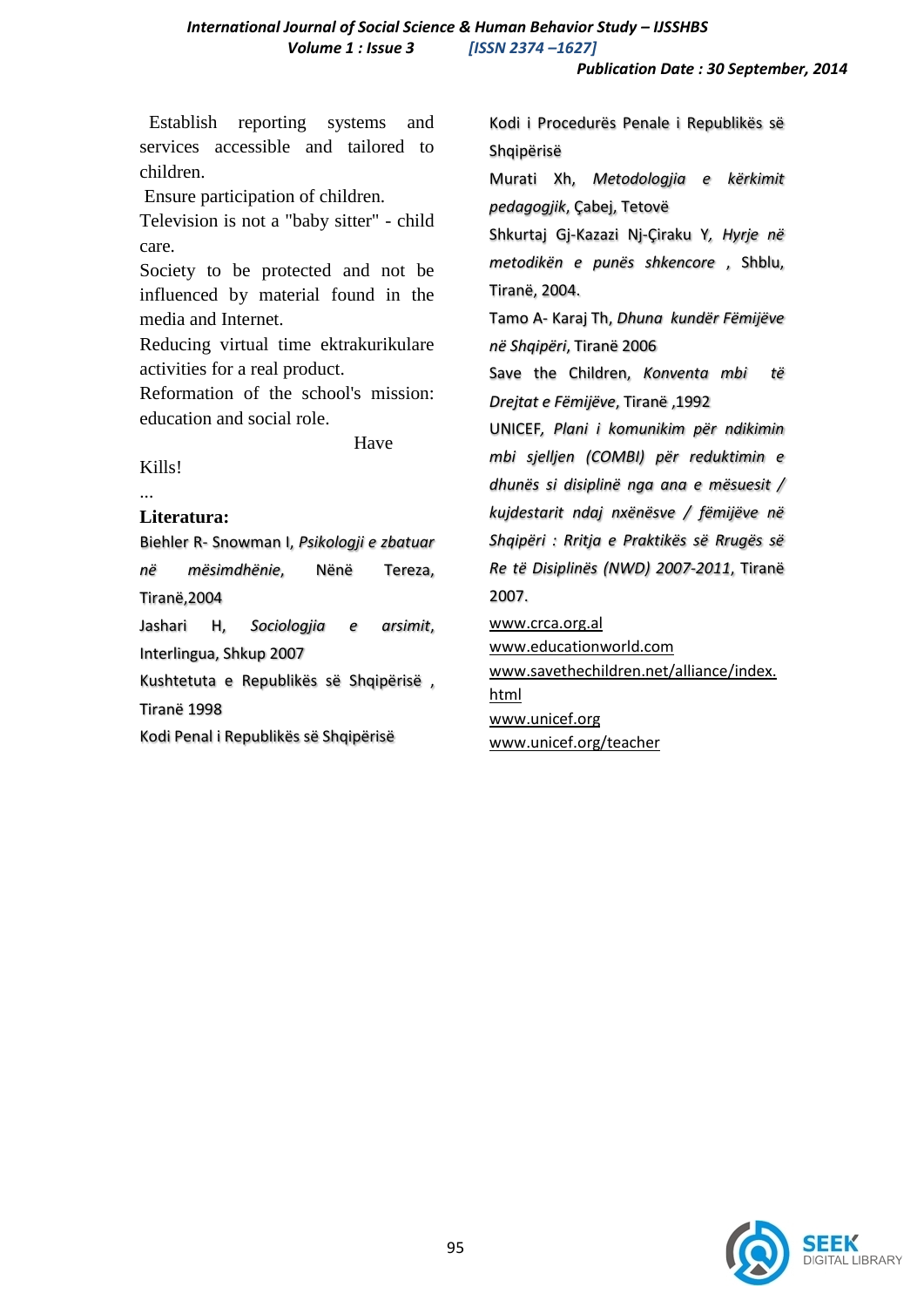Establish reporting systems and services accessible and tailored to children.

Ensure participation of children.

Television is not a "baby sitter" - child care.

Society to be protected and not be influenced by material found in the media and Internet.

Reducing virtual time ektrakurikulare activities for a real product.

Reformation of the school's mission: education and social role.

Have

Kills!

...

**Literatura:**

Biehler R- Snowman I, *Psikologji e zbatuar në mësimdhënie*, Nënë Tereza, Tiranë,2004

Jashari H, *Sociologjia e arsimit*, Interlingua, Shkup 2007

Kushtetuta e Republikës së Shqipërisë , Tiranë 1998

Kodi Penal i Republikës së Shqipërisë

Kodi i Procedurës Penale i Republikës së Shqipërisë

Murati Xh, *Metodologjia e kërkimit pedagogjik*, Çabej, Tetovë

Shkurtaj Gj-Kazazi Nj-Çiraku Y*, Hyrje në metodikën e punës shkencore* , Shblu, Tiranë, 2004.

Tamo A- Karaj Th, *Dhuna kundër Fëmijëve në Shqipëri*, Tiranë 2006

Save the Children, *Konventa mbi të Drejtat e Fëmijëve*, Tiranë ,1992

UNICEF, *Plani i komunikim për ndikimin mbi sjelljen (COMBI) për reduktimin e dhunës si disiplinë nga ana e mësuesit / kujdestarit ndaj nxënësve / fëmijëve në Shqipëri : Rritja e Praktikës së Rrugës së Re të Disiplinës (NWD) 2007-2011*, Tiranë 2007.

www.crca.org.al

www.educationworld.com

www.savethechildren.net/alliance/index.html

www.unicef.org

www.unicef.org/teacher